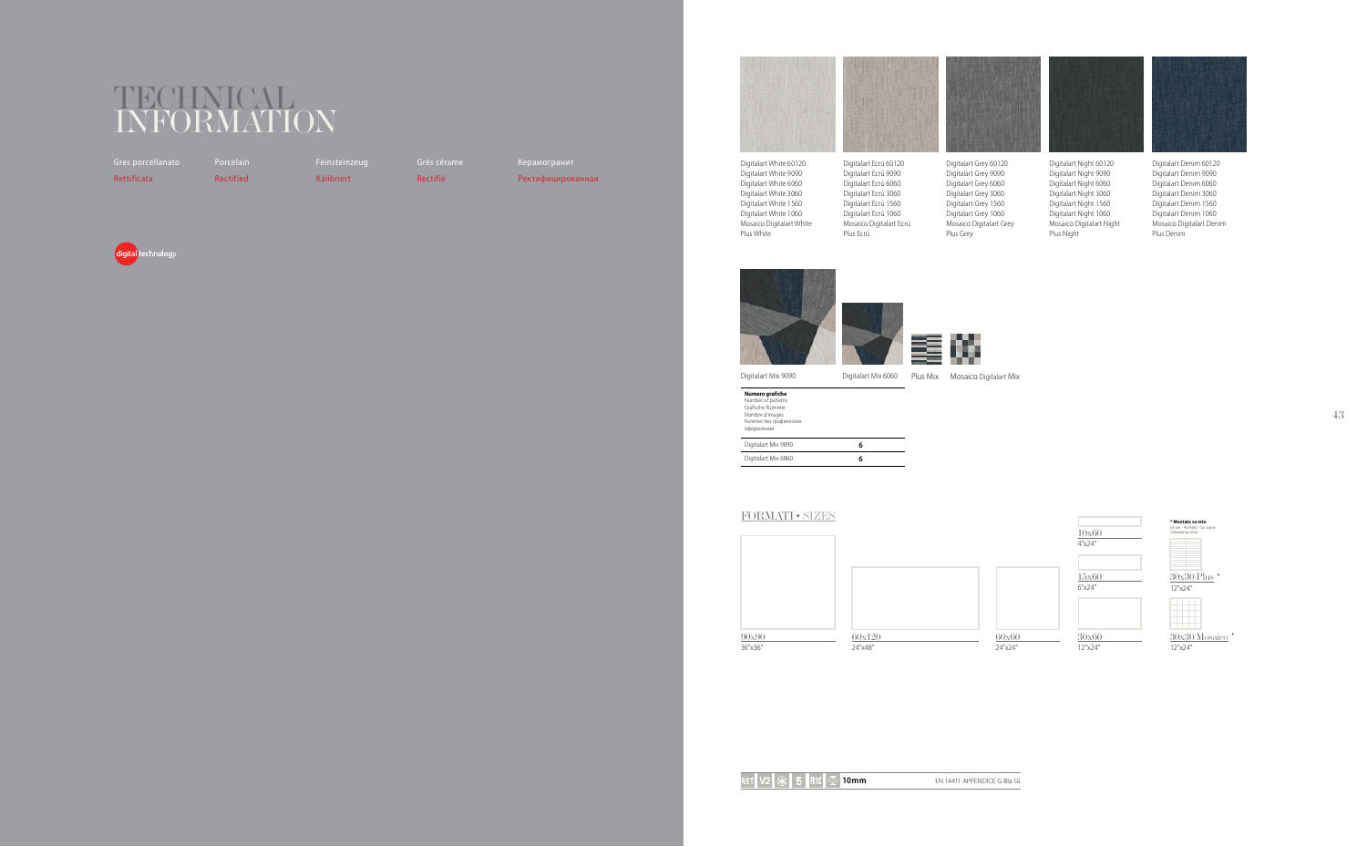# TECHNICAL INFORMATION

| Gres porcellanato | Porcelain | Feinsteinzeug | Grès cérame | Керамогранит |
|---|---|---|---|---|
| Rettificata | Rectified | Kalibriert | Rectifié | Ректифицированная |

digital technology

Digitalart White 60120
Digitalart White 9090
Digitalart White 6060
Digitalart White 3060
Digitalart White 1560
Digitalart White 1060
Mosaico Digitalart White
Plus White

Digitalart Ecrù 60120
Digitalart Ecrù 9090
Digitalart Ecrù 6060
Digitalart Ecrù 3060
Digitalart Ecrù 1560
Digitalart Ecrù 1060
Mosaico Digitalart Ecrù
Plus Ecrù

Digitalart Grey 60120
Digitalart Grey 9090
Digitalart Grey 6060
Digitalart Grey 3060
Digitalart Grey 1560
Digitalart Grey 1060
Mosaico Digitalart Grey
Plus Grey

Digitalart Night 60120
Digitalart Night 9090
Digitalart Night 6060
Digitalart Night 3060
Digitalart Night 1560
Digitalart Night 1060
Mosaico Digitalart Night
Plus Night

Digitalart Denim 60120
Digitalart Denim 9090
Digitalart Denim 6060
Digitalart Denim 3060
Digitalart Denim 1560
Digitalart Denim 1060
Mosaico Digitalart Denim
Plus Denim

Digitalart Mix 9090 | Digitalart Mix 6060 | Plus Mix | Mosaico Digitalart Mix

| **Numero grafiche** Number of patterns Grafische Nummer Nombre d'images Количество графических оформлений | |
|---|---|
| Digitalart Mix 9090 | **6** |
| Digitalart Mix 6060 | **6** |

## FORMATI • SIZES

- 90x90 — 36"x36"
- 60x120 — 24"x48"
- 60x60 — 24"x24"
- 10x60 — 4"x24"
- 15x60 — 6"x24"
- 30x60 — 12"x24"
- 30x30 Plus * — 12"x24"
- 30x30 Mosaico * — 12"x24"

**\* Montato su rete**
On net - Auf Netz - Sur trame
Собрана на сетке

RET V2 5 R10 10mm — EN 14411 APPENDICE G BIa GL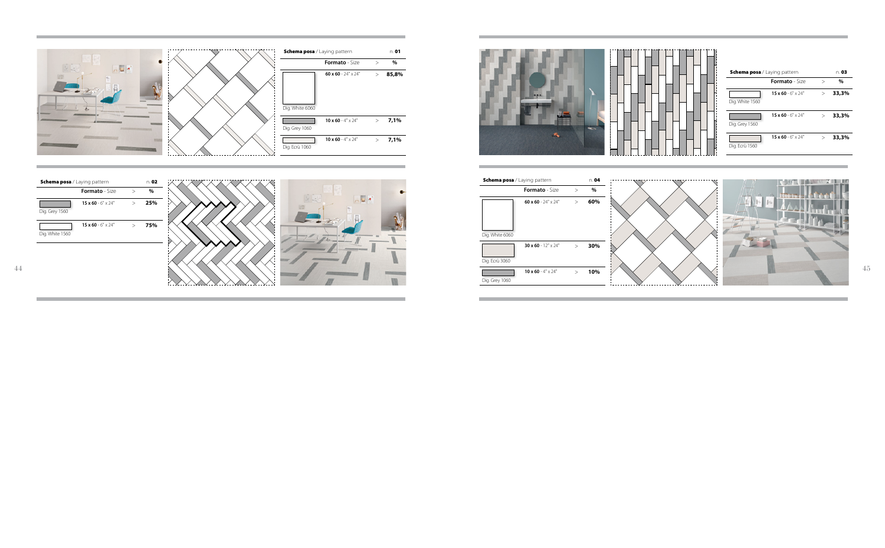**Schema posa** / Laying pattern n. **01**

| | Formato - Size | > | % |
|---|---|---|---|
| Dig. White 6060 | **60 x 60** - 24" x 24" | > | **85,8%** |
| Dig. Grey 1060 | **10 x 60** - 4" x 24" | > | **7,1%** |
| Dig. Ecrù 1060 | **10 x 60** - 4" x 24" | > | **7,1%** |

**Schema posa** / Laying pattern n. **02**

| | Formato - Size | > | % |
|---|---|---|---|
| Dig. Grey 1560 | **15 x 60** - 6" x 24" | > | **25%** |
| Dig. White 1560 | **15 x 60** - 6" x 24" | > | **75%** |

**Schema posa** / Laying pattern n. **03**

| | Formato - Size | > | % |
|---|---|---|---|
| Dig. White 1560 | **15 x 60** - 6" x 24" | > | **33,3%** |
| Dig. Grey 1560 | **15 x 60** - 6" x 24" | > | **33,3%** |
| Dig. Ecrù 1560 | **15 x 60** - 6" x 24" | > | **33,3%** |

**Schema posa** / Laying pattern n. **04**

| | Formato - Size | > | % |
|---|---|---|---|
| Dig. White 6060 | **60 x 60** - 24" x 24" | > | **60%** |
| Dig. Ecrù 3060 | **30 x 60** - 12" x 24" | > | **30%** |
| Dig. Grey 1060 | **10 x 60** - 4" x 24" | > | **10%** |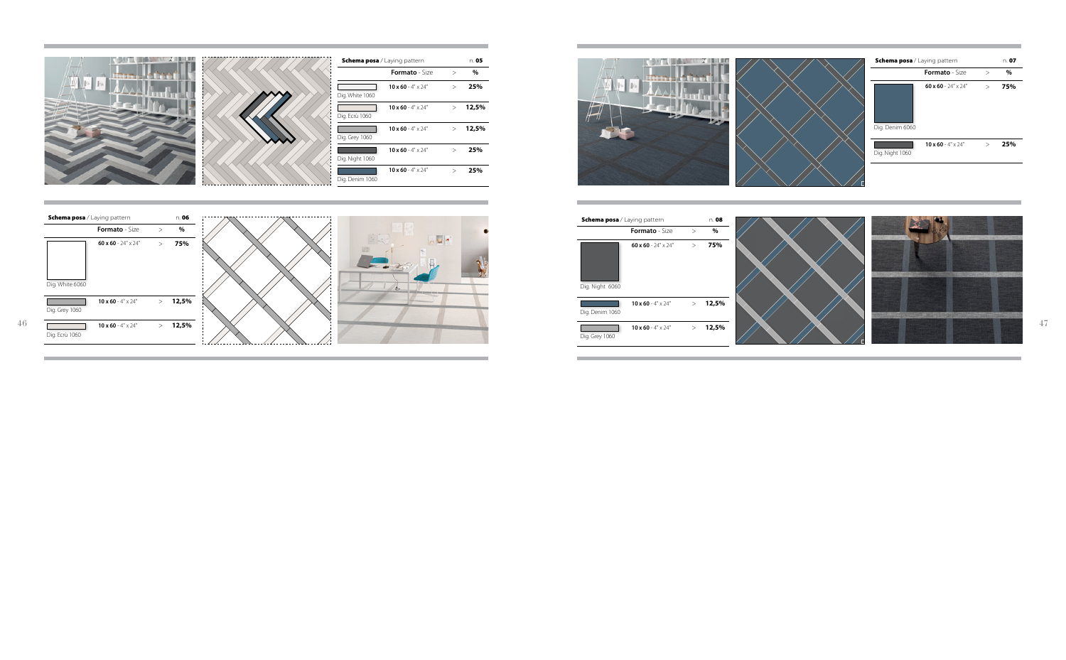**Schema posa** / Laying pattern n. **05**

| Formato - Size | | > | % |
|---|---|---|---|
| Dig. White 1060 | **10 x 60** - 4" x 24" | > | **25%** |
| Dig. Ecrù 1060 | **10 x 60** - 4" x 24" | > | **12,5%** |
| Dig. Grey 1060 | **10 x 60** - 4" x 24" | > | **12,5%** |
| Dig. Night 1060 | **10 x 60** - 4" x 24" | > | **25%** |
| Dig. Denim 1060 | **10 x 60** - 4" x 24" | > | **25%** |

**Schema posa** / Laying pattern n. **06**

| Formato - Size | | > | % |
|---|---|---|---|
| Dig. White 6060 | **60 x 60** - 24" x 24" | > | **75%** |
| Dig. Grey 1060 | **10 x 60** - 4" x 24" | > | **12,5%** |
| Dig. Ecrù 1060 | **10 x 60** - 4" x 24" | > | **12,5%** |

**Schema posa** / Laying pattern n. **07**

| Formato - Size | | > | % |
|---|---|---|---|
| Dig. Denim 6060 | **60 x 60** - 24" x 24" | > | **75%** |
| Dig. Night 1060 | **10 x 60** - 4" x 24" | > | **25%** |

**Schema posa** / Laying pattern n. **08**

| Formato - Size | | > | % |
|---|---|---|---|
| Dig. Night 6060 | **60 x 60** - 24" x 24" | > | **75%** |
| Dig. Denim 1060 | **10 x 60** - 4" x 24" | > | **12,5%** |
| Dig. Grey 1060 | **10 x 60** - 4" x 24" | > | **12,5%** |